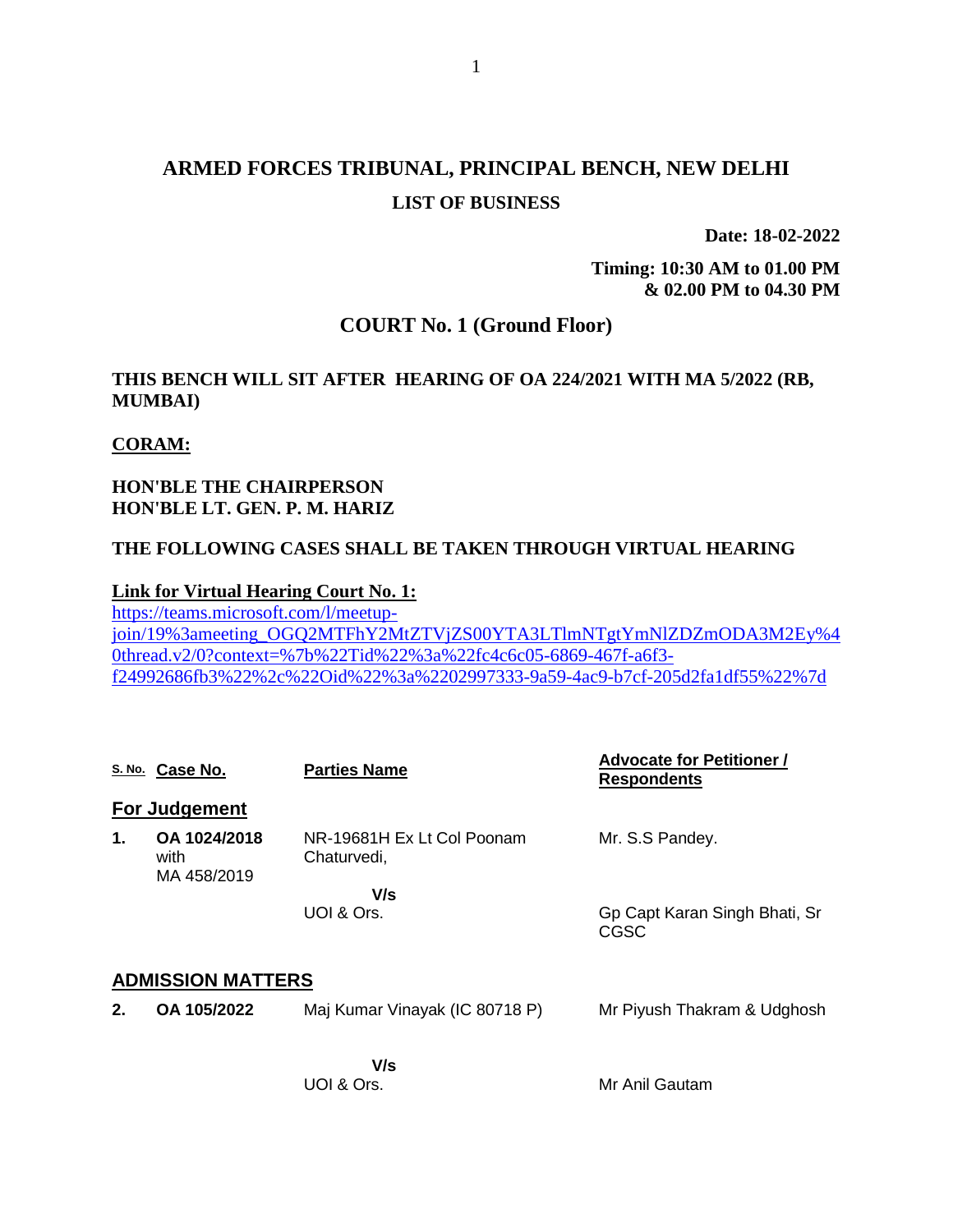# ARMED FORCES TRIBUNAL, PRINCIPAL BENCH, NEW DELHI

## LIST OF BUSINESS

**Date: 18-02-2022**

**Timing: 10:30 AM to 01.00 PM**
**& 02.00 PM to 04.30 PM**

## COURT No. 1 (Ground Floor)

**THIS BENCH WILL SIT AFTER HEARING OF OA 224/2021 WITH MA 5/2022 (RB, MUMBAI)**

**CORAM:**

**HON'BLE THE CHAIRPERSON**
**HON'BLE LT. GEN. P. M. HARIZ**

**THE FOLLOWING CASES SHALL BE TAKEN THROUGH VIRTUAL HEARING**

**Link for Virtual Hearing Court No. 1:**
https://teams.microsoft.com/l/meetup-join/19%3ameeting_OGQ2MTFhY2MtZTVjZS00YTA3LTlmNTgtYmNlZDZmODA3M2Ey%40thread.v2/0?context=%7b%22Tid%22%3a%22fc4c6c05-6869-467f-a6f3-f24992686fb3%22%2c%22Oid%22%3a%2202997333-9a59-4ac9-b7cf-205d2fa1df55%22%7d

| S. No. | Case No. | Parties Name | Advocate for Petitioner / Respondents |
|---|---|---|---|
| **For Judgement** | | | |
| **1.** | **OA 1024/2018** with MA 458/2019 | NR-19681H Ex Lt Col Poonam Chaturvedi, | Mr. S.S Pandey. |
| | | **V/s** UOI & Ors. | Gp Capt Karan Singh Bhati, Sr CGSC |
| **ADMISSION MATTERS** | | | |
| **2.** | **OA 105/2022** | Maj Kumar Vinayak (IC 80718 P) | Mr Piyush Thakram & Udghosh |
| | | **V/s** UOI & Ors. | Mr Anil Gautam |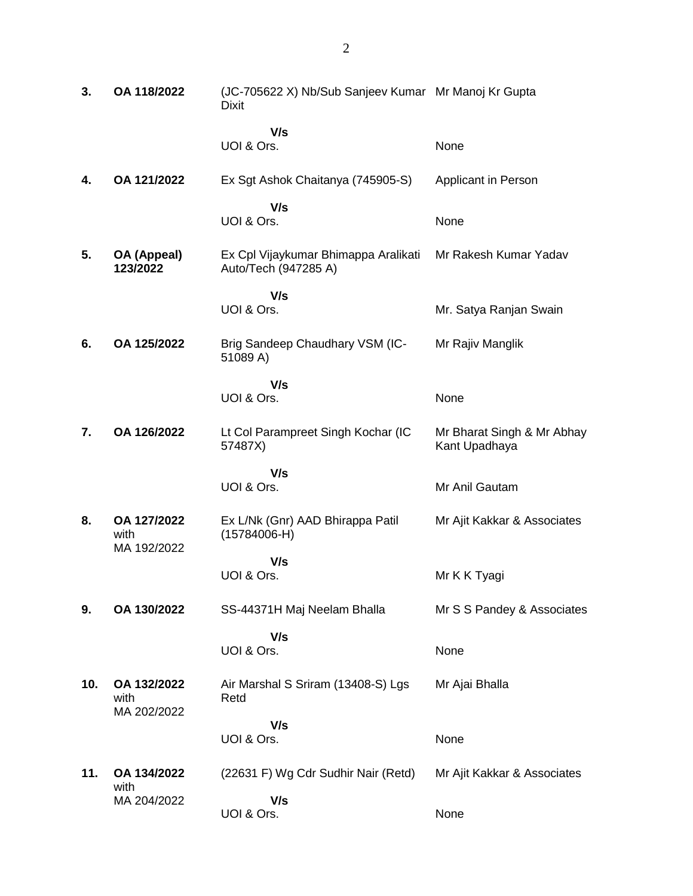| | | | |
|---|---|---|---|
| **3.** | **OA 118/2022** | (JC-705622 X) Nb/Sub Sanjeev Kumar Dixit | Mr Manoj Kr Gupta |
| | | **V/s** | |
| | | UOI & Ors. | None |
| **4.** | **OA 121/2022** | Ex Sgt Ashok Chaitanya (745905-S) | Applicant in Person |
| | | **V/s** | |
| | | UOI & Ors. | None |
| **5.** | **OA (Appeal) 123/2022** | Ex Cpl Vijaykumar Bhimappa Aralikati Auto/Tech (947285 A) | Mr Rakesh Kumar Yadav |
| | | **V/s** | |
| | | UOI & Ors. | Mr. Satya Ranjan Swain |
| **6.** | **OA 125/2022** | Brig Sandeep Chaudhary VSM (IC-51089 A) | Mr Rajiv Manglik |
| | | **V/s** | |
| | | UOI & Ors. | None |
| **7.** | **OA 126/2022** | Lt Col Parampreet Singh Kochar (IC 57487X) | Mr Bharat Singh & Mr Abhay Kant Upadhaya |
| | | **V/s** | |
| | | UOI & Ors. | Mr Anil Gautam |
| **8.** | **OA 127/2022** with MA 192/2022 | Ex L/Nk (Gnr) AAD Bhirappa Patil (15784006-H) | Mr Ajit Kakkar & Associates |
| | | **V/s** | |
| | | UOI & Ors. | Mr K K Tyagi |
| **9.** | **OA 130/2022** | SS-44371H Maj Neelam Bhalla | Mr S S Pandey & Associates |
| | | **V/s** | |
| | | UOI & Ors. | None |
| **10.** | **OA 132/2022** with MA 202/2022 | Air Marshal S Sriram (13408-S) Lgs Retd | Mr Ajai Bhalla |
| | | **V/s** | |
| | | UOI & Ors. | None |
| **11.** | **OA 134/2022** with MA 204/2022 | (22631 F) Wg Cdr Sudhir Nair (Retd) | Mr Ajit Kakkar & Associates |
| | | **V/s** | |
| | | UOI & Ors. | None |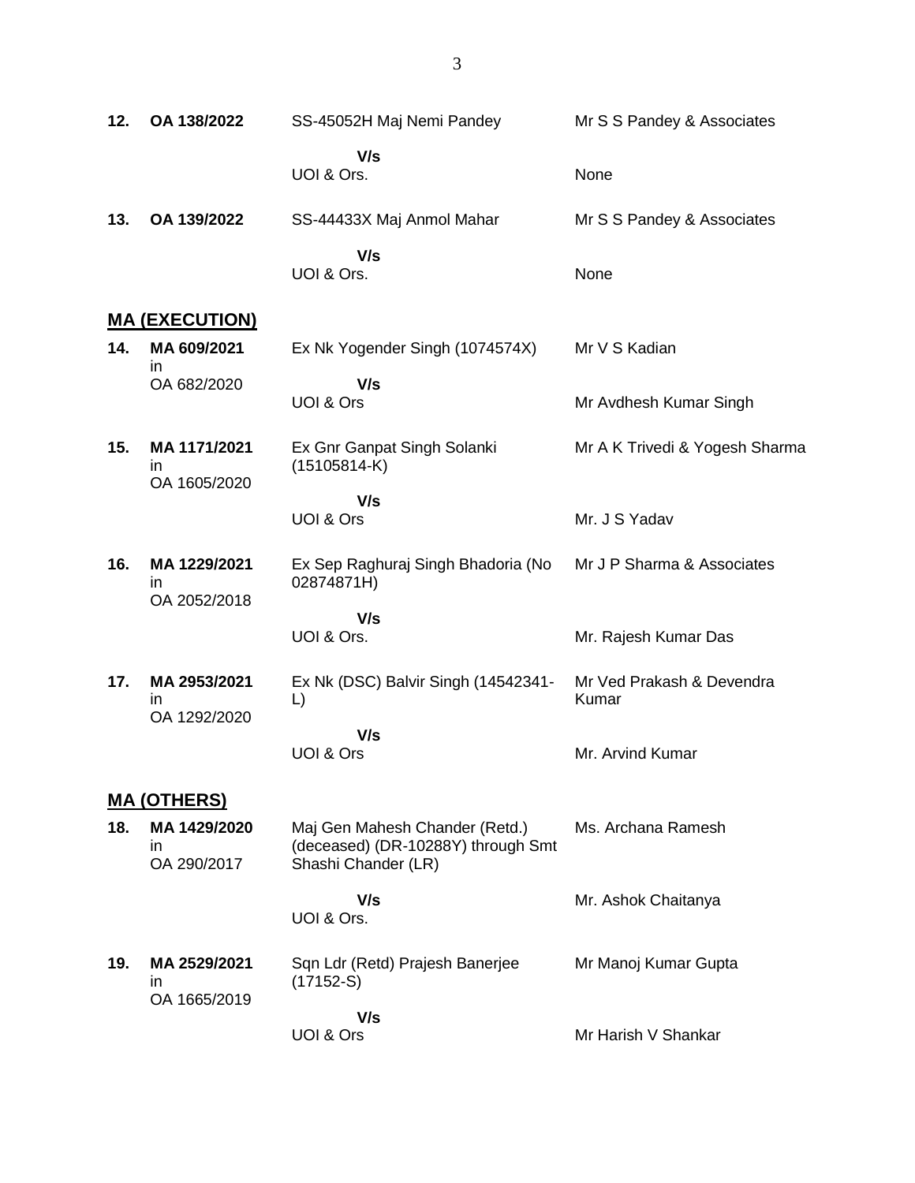| | | | |
|---|---|---|---|
| **12.** | **OA 138/2022** | SS-45052H Maj Nemi Pandey | Mr S S Pandey & Associates |
| | | **V/s** UOI & Ors. | None |
| **13.** | **OA 139/2022** | SS-44433X Maj Anmol Mahar | Mr S S Pandey & Associates |
| | | **V/s** UOI & Ors. | None |

## MA (EXECUTION)

| | | | |
|---|---|---|---|
| **14.** | **MA 609/2021** in OA 682/2020 | Ex Nk Yogender Singh (1074574X) | Mr V S Kadian |
| | | **V/s** UOI & Ors | Mr Avdhesh Kumar Singh |
| **15.** | **MA 1171/2021** in OA 1605/2020 | Ex Gnr Ganpat Singh Solanki (15105814-K) | Mr A K Trivedi & Yogesh Sharma |
| | | **V/s** UOI & Ors | Mr. J S Yadav |
| **16.** | **MA 1229/2021** in OA 2052/2018 | Ex Sep Raghuraj Singh Bhadoria (No 02874871H) | Mr J P Sharma & Associates |
| | | **V/s** UOI & Ors. | Mr. Rajesh Kumar Das |
| **17.** | **MA 2953/2021** in OA 1292/2020 | Ex Nk (DSC) Balvir Singh (14542341-L) | Mr Ved Prakash & Devendra Kumar |
| | | **V/s** UOI & Ors | Mr. Arvind Kumar |

## MA (OTHERS)

| | | | |
|---|---|---|---|
| **18.** | **MA 1429/2020** in OA 290/2017 | Maj Gen Mahesh Chander (Retd.) (deceased) (DR-10288Y) through Smt Shashi Chander (LR) | Ms. Archana Ramesh |
| | | **V/s** UOI & Ors. | Mr. Ashok Chaitanya |
| **19.** | **MA 2529/2021** in OA 1665/2019 | Sqn Ldr (Retd) Prajesh Banerjee (17152-S) | Mr Manoj Kumar Gupta |
| | | **V/s** UOI & Ors | Mr Harish V Shankar |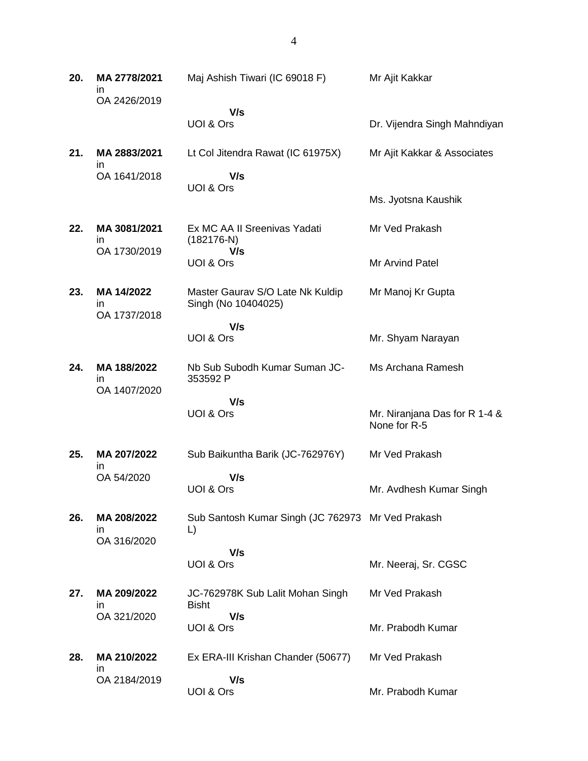| | | | |
|---|---|---|---|
| **20.** | **MA 2778/2021** in OA 2426/2019 | Maj Ashish Tiwari (IC 69018 F)<br>**V/s**<br>UOI & Ors | Mr Ajit Kakkar<br><br>Dr. Vijendra Singh Mahndiyan |
| **21.** | **MA 2883/2021** in OA 1641/2018 | Lt Col Jitendra Rawat (IC 61975X)<br>**V/s**<br>UOI & Ors | Mr Ajit Kakkar & Associates<br><br>Ms. Jyotsna Kaushik |
| **22.** | **MA 3081/2021** in OA 1730/2019 | Ex MC AA II Sreenivas Yadati (182176-N)<br>**V/s**<br>UOI & Ors | Mr Ved Prakash<br><br>Mr Arvind Patel |
| **23.** | **MA 14/2022** in OA 1737/2018 | Master Gaurav S/O Late Nk Kuldip Singh (No 10404025)<br>**V/s**<br>UOI & Ors | Mr Manoj Kr Gupta<br><br>Mr. Shyam Narayan |
| **24.** | **MA 188/2022** in OA 1407/2020 | Nb Sub Subodh Kumar Suman JC-353592 P<br>**V/s**<br>UOI & Ors | Ms Archana Ramesh<br><br>Mr. Niranjana Das for R 1-4 & None for R-5 |
| **25.** | **MA 207/2022** in OA 54/2020 | Sub Baikuntha Barik (JC-762976Y)<br>**V/s**<br>UOI & Ors | Mr Ved Prakash<br><br>Mr. Avdhesh Kumar Singh |
| **26.** | **MA 208/2022** in OA 316/2020 | Sub Santosh Kumar Singh (JC 762973 L)<br>**V/s**<br>UOI & Ors | Mr Ved Prakash<br><br>Mr. Neeraj, Sr. CGSC |
| **27.** | **MA 209/2022** in OA 321/2020 | JC-762978K Sub Lalit Mohan Singh Bisht<br>**V/s**<br>UOI & Ors | Mr Ved Prakash<br><br>Mr. Prabodh Kumar |
| **28.** | **MA 210/2022** in OA 2184/2019 | Ex ERA-III Krishan Chander (50677)<br>**V/s**<br>UOI & Ors | Mr Ved Prakash<br><br>Mr. Prabodh Kumar |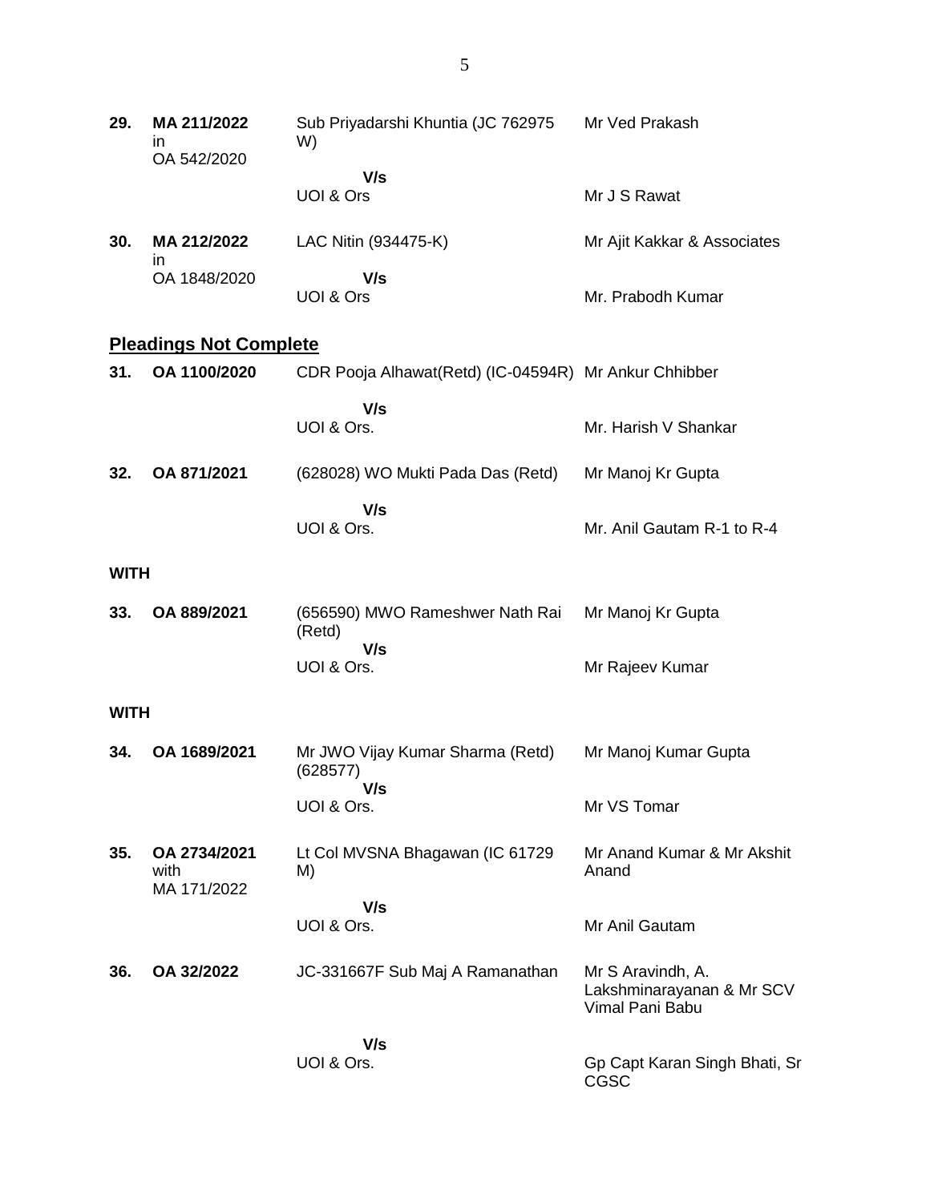| | | | |
|---|---|---|---|
| **29.** | **MA 211/2022** in OA 542/2020 | Sub Priyadarshi Khuntia (JC 762975 W) | Mr Ved Prakash |
| | | **V/s** UOI & Ors | Mr J S Rawat |
| **30.** | **MA 212/2022** in OA 1848/2020 | LAC Nitin (934475-K) | Mr Ajit Kakkar & Associates |
| | | **V/s** UOI & Ors | Mr. Prabodh Kumar |

## **Pleadings Not Complete**

| | | | |
|---|---|---|---|
| **31.** | **OA 1100/2020** | CDR Pooja Alhawat(Retd) (IC-04594R) | Mr Ankur Chhibber |
| | | **V/s** UOI & Ors. | Mr. Harish V Shankar |
| **32.** | **OA 871/2021** | (628028) WO Mukti Pada Das (Retd) | Mr Manoj Kr Gupta |
| | | **V/s** UOI & Ors. | Mr. Anil Gautam R-1 to R-4 |

**WITH**

| | | | |
|---|---|---|---|
| **33.** | **OA 889/2021** | (656590) MWO Rameshwer Nath Rai (Retd) | Mr Manoj Kr Gupta |
| | | **V/s** UOI & Ors. | Mr Rajeev Kumar |

**WITH**

| | | | |
|---|---|---|---|
| **34.** | **OA 1689/2021** | Mr JWO Vijay Kumar Sharma (Retd) (628577) | Mr Manoj Kumar Gupta |
| | | **V/s** UOI & Ors. | Mr VS Tomar |
| **35.** | **OA 2734/2021** with MA 171/2022 | Lt Col MVSNA Bhagawan (IC 61729 M) | Mr Anand Kumar & Mr Akshit Anand |
| | | **V/s** UOI & Ors. | Mr Anil Gautam |
| **36.** | **OA 32/2022** | JC-331667F Sub Maj A Ramanathan | Mr S Aravindh, A. Lakshminarayanan & Mr SCV Vimal Pani Babu |
| | | **V/s** UOI & Ors. | Gp Capt Karan Singh Bhati, Sr CGSC |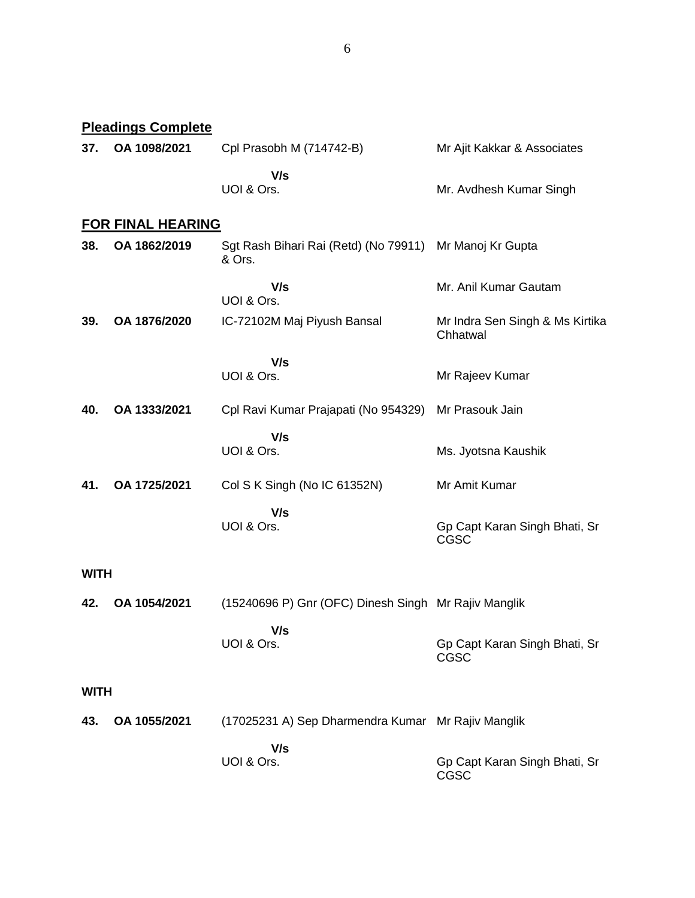**Pleadings Complete**

| | | | |
|---|---|---|---|
| **37.** | **OA 1098/2021** | Cpl Prasobh M (714742-B) | Mr Ajit Kakkar & Associates |
| | | **V/s** UOI & Ors. | Mr. Avdhesh Kumar Singh |

**FOR FINAL HEARING**

| | | | |
|---|---|---|---|
| **38.** | **OA 1862/2019** | Sgt Rash Bihari Rai (Retd) (No 79911) & Ors. | Mr Manoj Kr Gupta |
| | | **V/s** UOI & Ors. | Mr. Anil Kumar Gautam |
| **39.** | **OA 1876/2020** | IC-72102M Maj Piyush Bansal | Mr Indra Sen Singh & Ms Kirtika Chhatwal |
| | | **V/s** UOI & Ors. | Mr Rajeev Kumar |
| **40.** | **OA 1333/2021** | Cpl Ravi Kumar Prajapati (No 954329) | Mr Prasouk Jain |
| | | **V/s** UOI & Ors. | Ms. Jyotsna Kaushik |
| **41.** | **OA 1725/2021** | Col S K Singh (No IC 61352N) | Mr Amit Kumar |
| | | **V/s** UOI & Ors. | Gp Capt Karan Singh Bhati, Sr CGSC |

**WITH**

| | | | |
|---|---|---|---|
| **42.** | **OA 1054/2021** | (15240696 P) Gnr (OFC) Dinesh Singh | Mr Rajiv Manglik |
| | | **V/s** UOI & Ors. | Gp Capt Karan Singh Bhati, Sr CGSC |

**WITH**

| | | | |
|---|---|---|---|
| **43.** | **OA 1055/2021** | (17025231 A) Sep Dharmendra Kumar | Mr Rajiv Manglik |
| | | **V/s** UOI & Ors. | Gp Capt Karan Singh Bhati, Sr CGSC |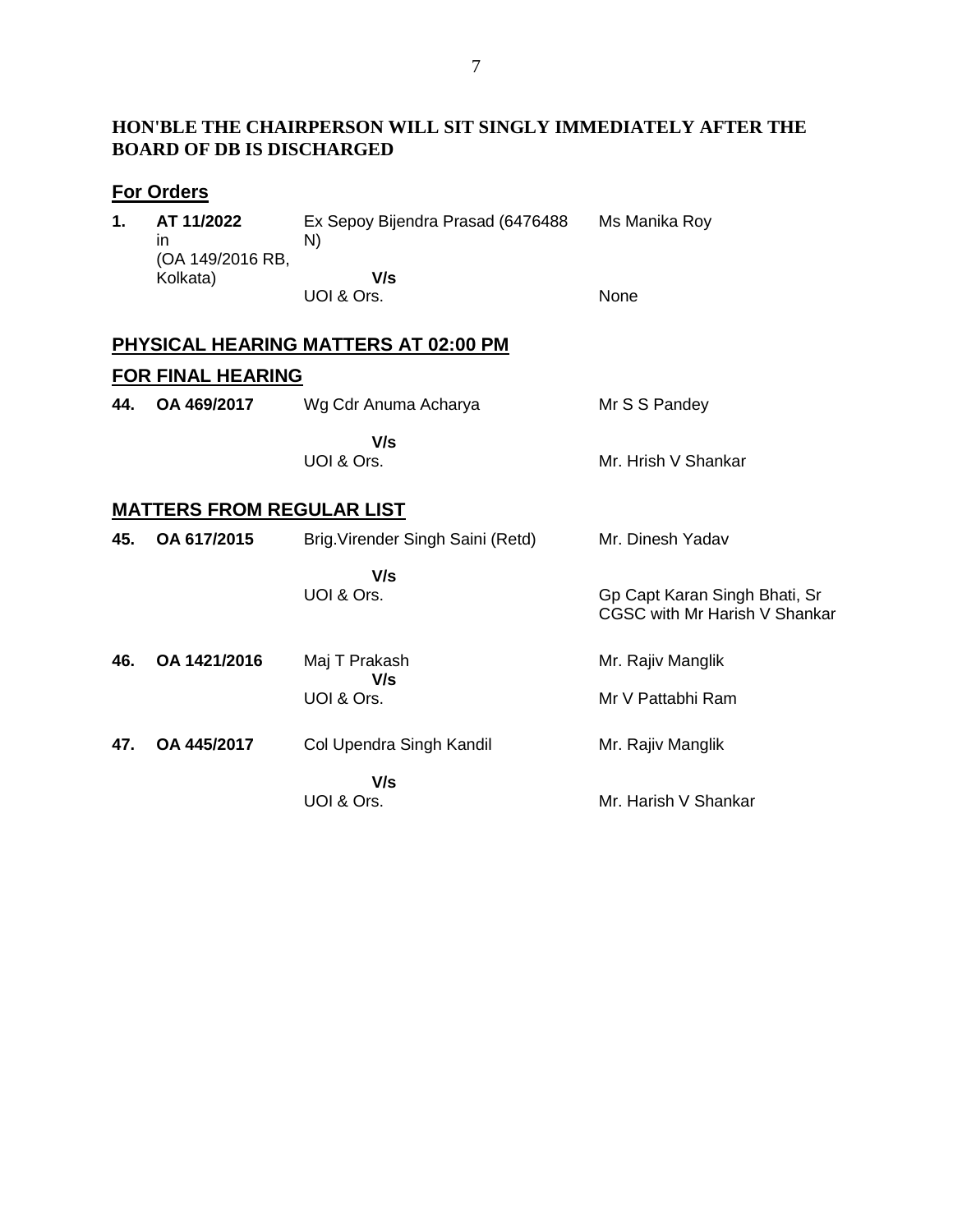**HON'BLE THE CHAIRPERSON WILL SIT SINGLY IMMEDIATELY AFTER THE BOARD OF DB IS DISCHARGED**

## For Orders

| | | | |
|---|---|---|---|
| **1.** | **AT 11/2022** in (OA 149/2016 RB, Kolkata) | Ex Sepoy Bijendra Prasad (6476488 N) | Ms Manika Roy |
| | | **V/s** UOI & Ors. | None |

## PHYSICAL HEARING MATTERS AT 02:00 PM

## FOR FINAL HEARING

| | | | |
|---|---|---|---|
| **44.** | **OA 469/2017** | Wg Cdr Anuma Acharya | Mr S S Pandey |
| | | **V/s** UOI & Ors. | Mr. Hrish V Shankar |

## MATTERS FROM REGULAR LIST

| | | | |
|---|---|---|---|
| **45.** | **OA 617/2015** | Brig.Virender Singh Saini (Retd) | Mr. Dinesh Yadav |
| | | **V/s** UOI & Ors. | Gp Capt Karan Singh Bhati, Sr CGSC with Mr Harish V Shankar |
| **46.** | **OA 1421/2016** | Maj T Prakash | Mr. Rajiv Manglik |
| | | **V/s** UOI & Ors. | Mr V Pattabhi Ram |
| **47.** | **OA 445/2017** | Col Upendra Singh Kandil | Mr. Rajiv Manglik |
| | | **V/s** UOI & Ors. | Mr. Harish V Shankar |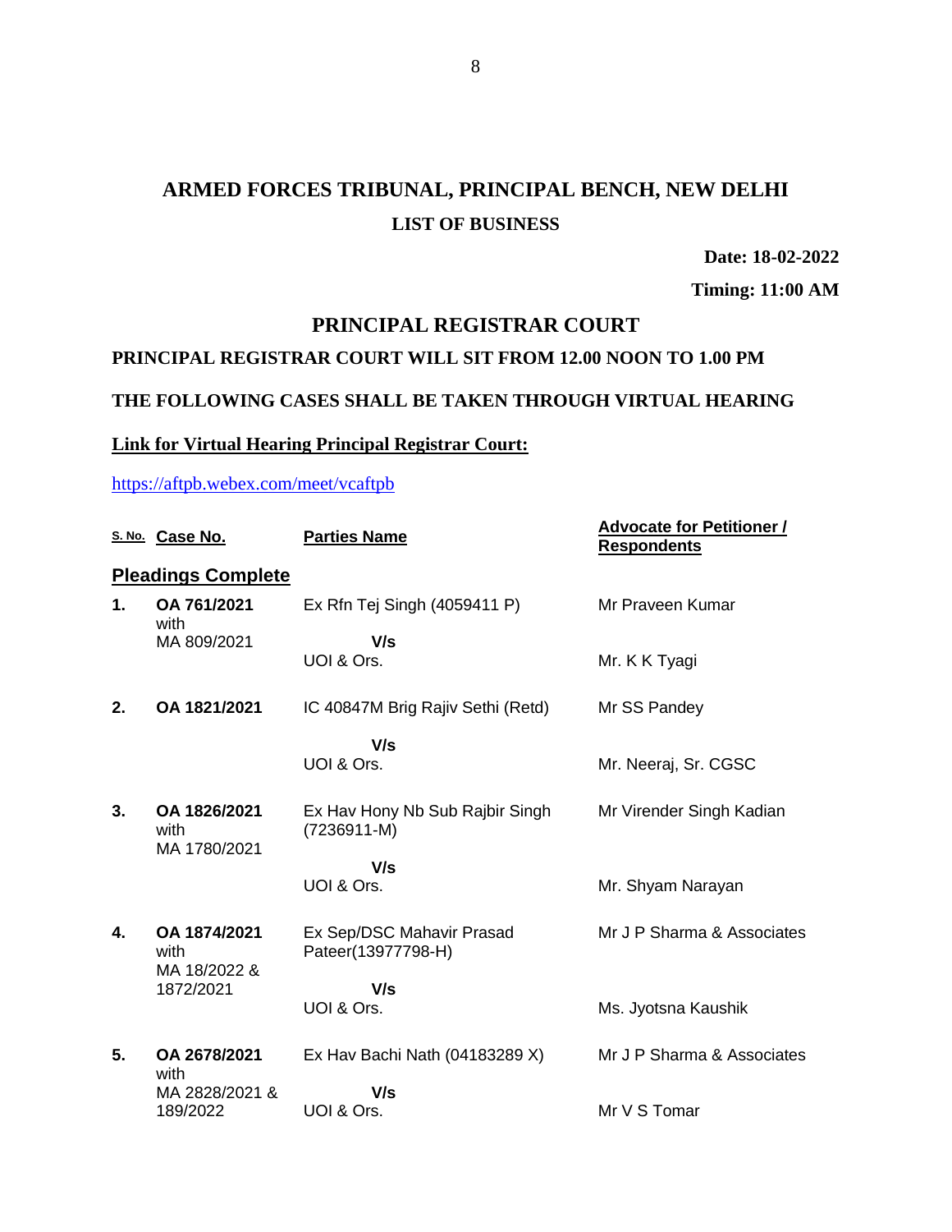# ARMED FORCES TRIBUNAL, PRINCIPAL BENCH, NEW DELHI

## LIST OF BUSINESS

**Date: 18-02-2022**

**Timing: 11:00 AM**

## PRINCIPAL REGISTRAR COURT

**PRINCIPAL REGISTRAR COURT WILL SIT FROM 12.00 NOON TO 1.00 PM**

**THE FOLLOWING CASES SHALL BE TAKEN THROUGH VIRTUAL HEARING**

**Link for Virtual Hearing Principal Registrar Court:**

https://aftpb.webex.com/meet/vcaftpb

| S. No. | Case No. | Parties Name | Advocate for Petitioner / Respondents |
|---|---|---|---|
| **Pleadings Complete** | | | |
| **1.** | **OA 761/2021** with MA 809/2021 | Ex Rfn Tej Singh (4059411 P) **V/s** UOI & Ors. | Mr Praveen Kumar<br>Mr. K K Tyagi |
| **2.** | **OA 1821/2021** | IC 40847M Brig Rajiv Sethi (Retd) **V/s** UOI & Ors. | Mr SS Pandey<br>Mr. Neeraj, Sr. CGSC |
| **3.** | **OA 1826/2021** with MA 1780/2021 | Ex Hav Hony Nb Sub Rajbir Singh (7236911-M) **V/s** UOI & Ors. | Mr Virender Singh Kadian<br>Mr. Shyam Narayan |
| **4.** | **OA 1874/2021** with MA 18/2022 & 1872/2021 | Ex Sep/DSC Mahavir Prasad Pateer(13977798-H) **V/s** UOI & Ors. | Mr J P Sharma & Associates<br>Ms. Jyotsna Kaushik |
| **5.** | **OA 2678/2021** with MA 2828/2021 & 189/2022 | Ex Hav Bachi Nath (04183289 X) **V/s** UOI & Ors. | Mr J P Sharma & Associates<br>Mr V S Tomar |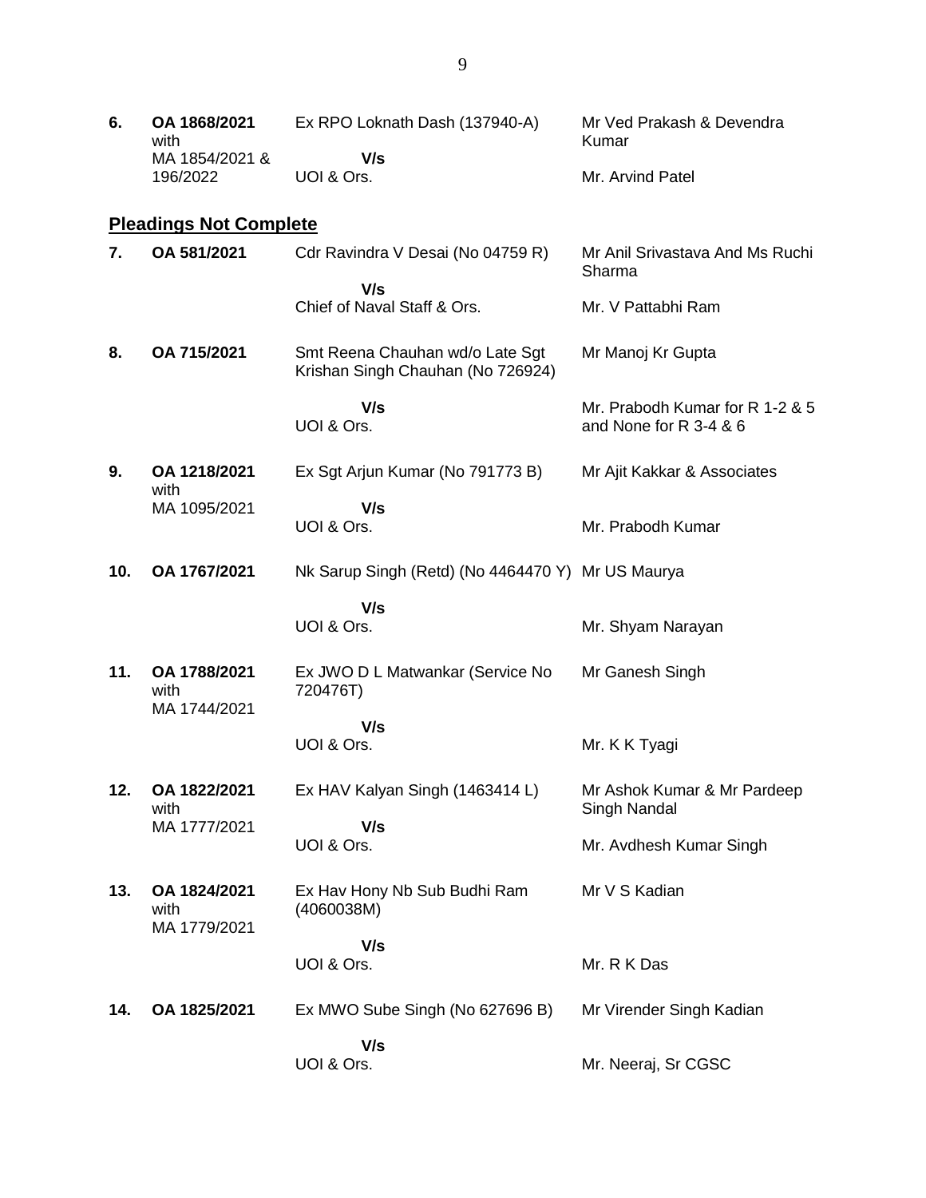| | | | |
|---|---|---|---|
| **6.** | **OA 1868/2021** with MA 1854/2021 & 196/2022 | Ex RPO Loknath Dash (137940-A)<br>**V/s**<br>UOI & Ors. | Mr Ved Prakash & Devendra Kumar<br><br>Mr. Arvind Patel |

## **Pleadings Not Complete**

| | | | |
|---|---|---|---|
| **7.** | **OA 581/2021** | Cdr Ravindra V Desai (No 04759 R)<br>**V/s**<br>Chief of Naval Staff & Ors. | Mr Anil Srivastava And Ms Ruchi Sharma<br><br>Mr. V Pattabhi Ram |
| **8.** | **OA 715/2021** | Smt Reena Chauhan wd/o Late Sgt Krishan Singh Chauhan (No 726924)<br>**V/s**<br>UOI & Ors. | Mr Manoj Kr Gupta<br><br>Mr. Prabodh Kumar for R 1-2 & 5 and None for R 3-4 & 6 |
| **9.** | **OA 1218/2021** with MA 1095/2021 | Ex Sgt Arjun Kumar (No 791773 B)<br>**V/s**<br>UOI & Ors. | Mr Ajit Kakkar & Associates<br><br>Mr. Prabodh Kumar |
| **10.** | **OA 1767/2021** | Nk Sarup Singh (Retd) (No 4464470 Y)<br>**V/s**<br>UOI & Ors. | Mr US Maurya<br><br>Mr. Shyam Narayan |
| **11.** | **OA 1788/2021** with MA 1744/2021 | Ex JWO D L Matwankar (Service No 720476T)<br>**V/s**<br>UOI & Ors. | Mr Ganesh Singh<br><br>Mr. K K Tyagi |
| **12.** | **OA 1822/2021** with MA 1777/2021 | Ex HAV Kalyan Singh (1463414 L)<br>**V/s**<br>UOI & Ors. | Mr Ashok Kumar & Mr Pardeep Singh Nandal<br><br>Mr. Avdhesh Kumar Singh |
| **13.** | **OA 1824/2021** with MA 1779/2021 | Ex Hav Hony Nb Sub Budhi Ram (4060038M)<br>**V/s**<br>UOI & Ors. | Mr V S Kadian<br><br>Mr. R K Das |
| **14.** | **OA 1825/2021** | Ex MWO Sube Singh (No 627696 B)<br>**V/s**<br>UOI & Ors. | Mr Virender Singh Kadian<br><br>Mr. Neeraj, Sr CGSC |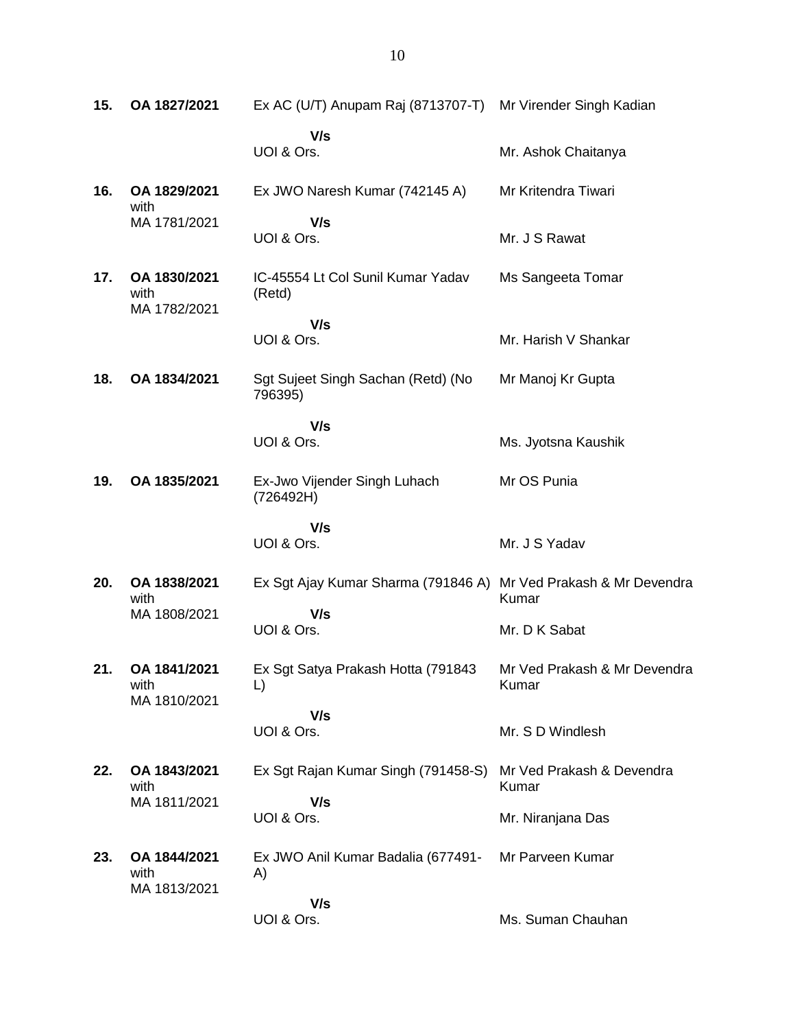| | | | |
|---|---|---|---|
| **15.** | **OA 1827/2021** | Ex AC (U/T) Anupam Raj (8713707-T)<br>**V/s**<br>UOI & Ors. | Mr Virender Singh Kadian<br><br>Mr. Ashok Chaitanya |
| **16.** | **OA 1829/2021** with MA 1781/2021 | Ex JWO Naresh Kumar (742145 A)<br>**V/s**<br>UOI & Ors. | Mr Kritendra Tiwari<br><br>Mr. J S Rawat |
| **17.** | **OA 1830/2021** with MA 1782/2021 | IC-45554 Lt Col Sunil Kumar Yadav (Retd)<br>**V/s**<br>UOI & Ors. | Ms Sangeeta Tomar<br><br>Mr. Harish V Shankar |
| **18.** | **OA 1834/2021** | Sgt Sujeet Singh Sachan (Retd) (No 796395)<br>**V/s**<br>UOI & Ors. | Mr Manoj Kr Gupta<br><br>Ms. Jyotsna Kaushik |
| **19.** | **OA 1835/2021** | Ex-Jwo Vijender Singh Luhach (726492H)<br>**V/s**<br>UOI & Ors. | Mr OS Punia<br><br>Mr. J S Yadav |
| **20.** | **OA 1838/2021** with MA 1808/2021 | Ex Sgt Ajay Kumar Sharma (791846 A)<br>**V/s**<br>UOI & Ors. | Mr Ved Prakash & Mr Devendra Kumar<br><br>Mr. D K Sabat |
| **21.** | **OA 1841/2021** with MA 1810/2021 | Ex Sgt Satya Prakash Hotta (791843 L)<br>**V/s**<br>UOI & Ors. | Mr Ved Prakash & Mr Devendra Kumar<br><br>Mr. S D Windlesh |
| **22.** | **OA 1843/2021** with MA 1811/2021 | Ex Sgt Rajan Kumar Singh (791458-S)<br>**V/s**<br>UOI & Ors. | Mr Ved Prakash & Devendra Kumar<br><br>Mr. Niranjana Das |
| **23.** | **OA 1844/2021** with MA 1813/2021 | Ex JWO Anil Kumar Badalia (677491-A)<br>**V/s**<br>UOI & Ors. | Mr Parveen Kumar<br><br>Ms. Suman Chauhan |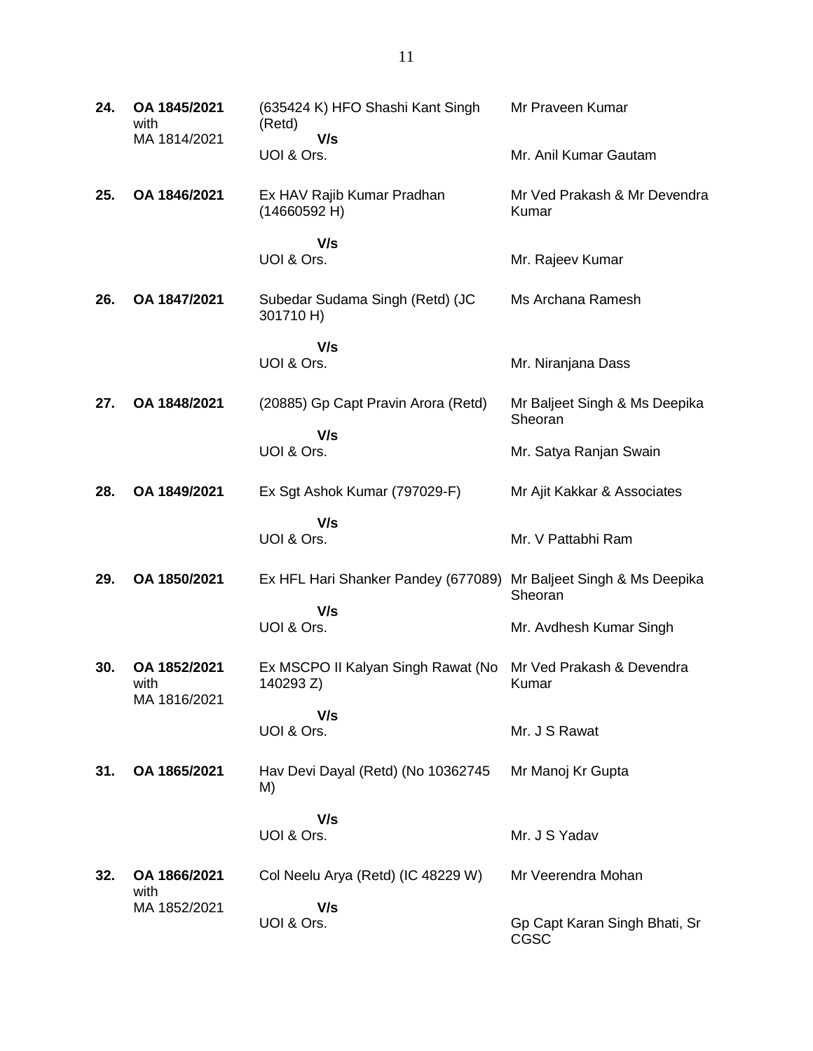| | | | |
|---|---|---|---|
| **24.** | **OA 1845/2021** with MA 1814/2021 | (635424 K) HFO Shashi Kant Singh (Retd) **V/s** UOI & Ors. | Mr Praveen Kumar<br><br>Mr. Anil Kumar Gautam |
| **25.** | **OA 1846/2021** | Ex HAV Rajib Kumar Pradhan (14660592 H) **V/s** UOI & Ors. | Mr Ved Prakash & Mr Devendra Kumar<br><br>Mr. Rajeev Kumar |
| **26.** | **OA 1847/2021** | Subedar Sudama Singh (Retd) (JC 301710 H) **V/s** UOI & Ors. | Ms Archana Ramesh<br><br>Mr. Niranjana Dass |
| **27.** | **OA 1848/2021** | (20885) Gp Capt Pravin Arora (Retd) **V/s** UOI & Ors. | Mr Baljeet Singh & Ms Deepika Sheoran<br><br>Mr. Satya Ranjan Swain |
| **28.** | **OA 1849/2021** | Ex Sgt Ashok Kumar (797029-F) **V/s** UOI & Ors. | Mr Ajit Kakkar & Associates<br><br>Mr. V Pattabhi Ram |
| **29.** | **OA 1850/2021** | Ex HFL Hari Shanker Pandey (677089) **V/s** UOI & Ors. | Mr Baljeet Singh & Ms Deepika Sheoran<br><br>Mr. Avdhesh Kumar Singh |
| **30.** | **OA 1852/2021** with MA 1816/2021 | Ex MSCPO II Kalyan Singh Rawat (No 140293 Z) **V/s** UOI & Ors. | Mr Ved Prakash & Devendra Kumar<br><br>Mr. J S Rawat |
| **31.** | **OA 1865/2021** | Hav Devi Dayal (Retd) (No 10362745 M) **V/s** UOI & Ors. | Mr Manoj Kr Gupta<br><br>Mr. J S Yadav |
| **32.** | **OA 1866/2021** with MA 1852/2021 | Col Neelu Arya (Retd) (IC 48229 W) **V/s** UOI & Ors. | Mr Veerendra Mohan<br><br>Gp Capt Karan Singh Bhati, Sr CGSC |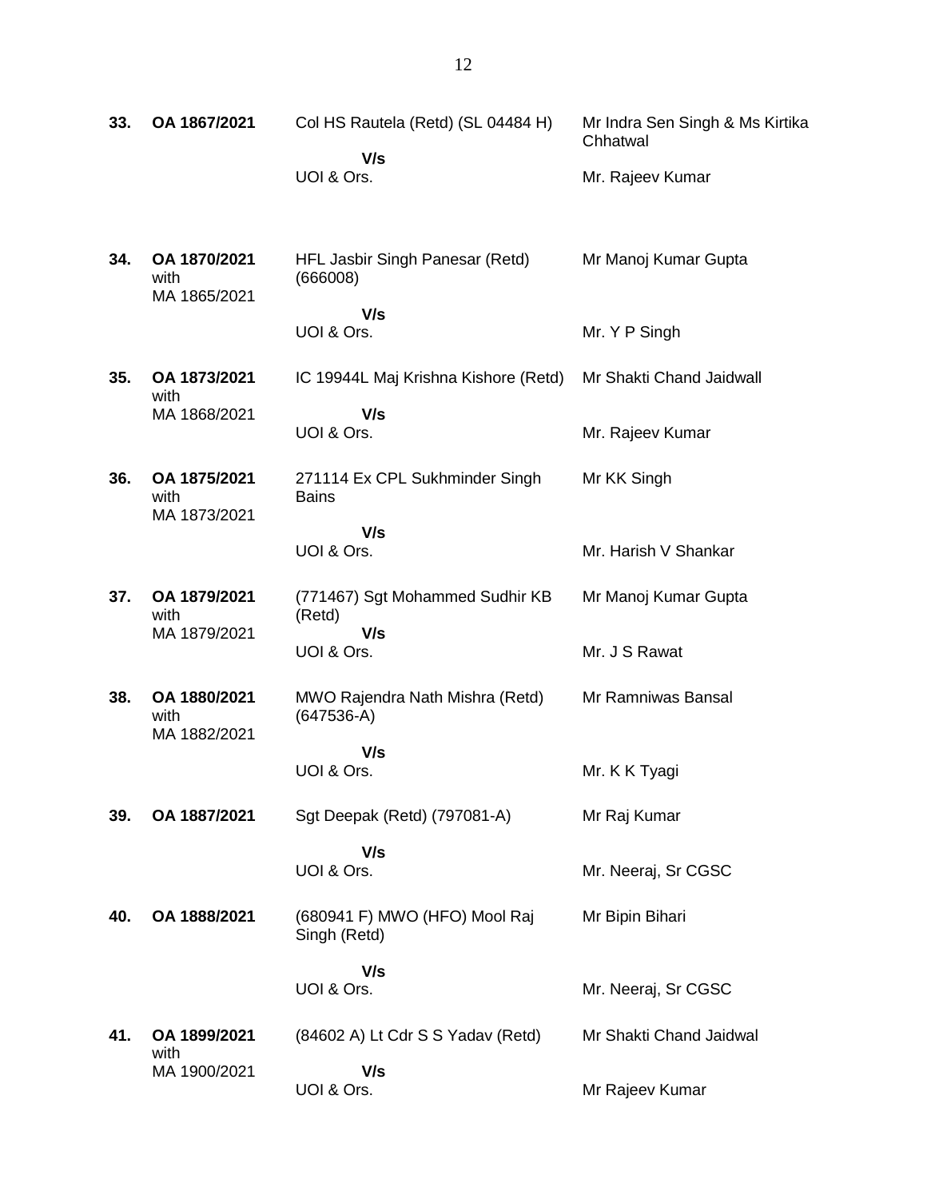| | | | |
|---|---|---|---|
| **33.** | **OA 1867/2021** | Col HS Rautela (Retd) (SL 04484 H)<br>**V/s**<br>UOI & Ors. | Mr Indra Sen Singh & Ms Kirtika Chhatwal<br><br>Mr. Rajeev Kumar |
| **34.** | **OA 1870/2021** with MA 1865/2021 | HFL Jasbir Singh Panesar (Retd) (666008)<br>**V/s**<br>UOI & Ors. | Mr Manoj Kumar Gupta<br><br>Mr. Y P Singh |
| **35.** | **OA 1873/2021** with MA 1868/2021 | IC 19944L Maj Krishna Kishore (Retd)<br>**V/s**<br>UOI & Ors. | Mr Shakti Chand Jaidwall<br><br>Mr. Rajeev Kumar |
| **36.** | **OA 1875/2021** with MA 1873/2021 | 271114 Ex CPL Sukhminder Singh Bains<br>**V/s**<br>UOI & Ors. | Mr KK Singh<br><br>Mr. Harish V Shankar |
| **37.** | **OA 1879/2021** with MA 1879/2021 | (771467) Sgt Mohammed Sudhir KB (Retd)<br>**V/s**<br>UOI & Ors. | Mr Manoj Kumar Gupta<br><br>Mr. J S Rawat |
| **38.** | **OA 1880/2021** with MA 1882/2021 | MWO Rajendra Nath Mishra (Retd) (647536-A)<br>**V/s**<br>UOI & Ors. | Mr Ramniwas Bansal<br><br>Mr. K K Tyagi |
| **39.** | **OA 1887/2021** | Sgt Deepak (Retd) (797081-A)<br>**V/s**<br>UOI & Ors. | Mr Raj Kumar<br><br>Mr. Neeraj, Sr CGSC |
| **40.** | **OA 1888/2021** | (680941 F) MWO (HFO) Mool Raj Singh (Retd)<br>**V/s**<br>UOI & Ors. | Mr Bipin Bihari<br><br>Mr. Neeraj, Sr CGSC |
| **41.** | **OA 1899/2021** with MA 1900/2021 | (84602 A) Lt Cdr S S Yadav (Retd)<br>**V/s**<br>UOI & Ors. | Mr Shakti Chand Jaidwal<br><br>Mr Rajeev Kumar |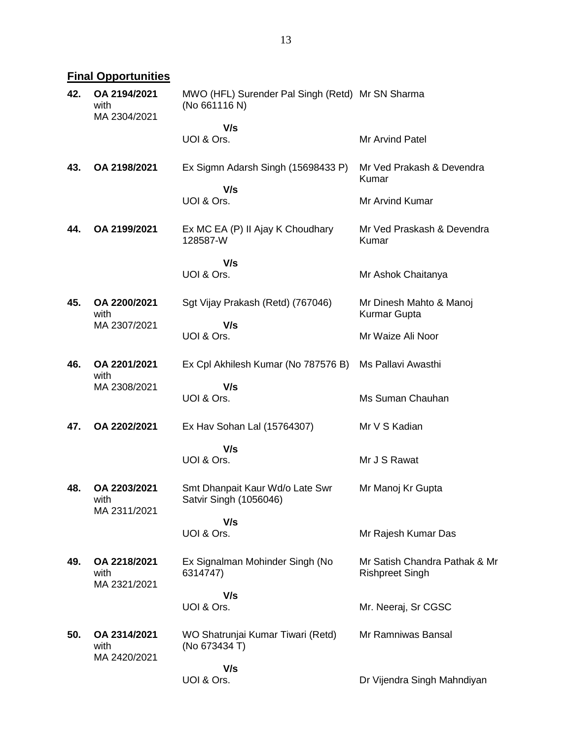**Final Opportunities**

| | | | |
|---|---|---|---|
| **42.** | **OA 2194/2021** with MA 2304/2021 | MWO (HFL) Surender Pal Singh (Retd) (No 661116 N) **V/s** UOI & Ors. | Mr SN Sharma / Mr Arvind Patel |
| **43.** | **OA 2198/2021** | Ex Sigmn Adarsh Singh (15698433 P) **V/s** UOI & Ors. | Mr Ved Prakash & Devendra Kumar / Mr Arvind Kumar |
| **44.** | **OA 2199/2021** | Ex MC EA (P) II Ajay K Choudhary 128587-W **V/s** UOI & Ors. | Mr Ved Praskash & Devendra Kumar / Mr Ashok Chaitanya |
| **45.** | **OA 2200/2021** with MA 2307/2021 | Sgt Vijay Prakash (Retd) (767046) **V/s** UOI & Ors. | Mr Dinesh Mahto & Manoj Kurmar Gupta / Mr Waize Ali Noor |
| **46.** | **OA 2201/2021** with MA 2308/2021 | Ex Cpl Akhilesh Kumar (No 787576 B) **V/s** UOI & Ors. | Ms Pallavi Awasthi / Ms Suman Chauhan |
| **47.** | **OA 2202/2021** | Ex Hav Sohan Lal (15764307) **V/s** UOI & Ors. | Mr V S Kadian / Mr J S Rawat |
| **48.** | **OA 2203/2021** with MA 2311/2021 | Smt Dhanpait Kaur Wd/o Late Swr Satvir Singh (1056046) **V/s** UOI & Ors. | Mr Manoj Kr Gupta / Mr Rajesh Kumar Das |
| **49.** | **OA 2218/2021** with MA 2321/2021 | Ex Signalman Mohinder Singh (No 6314747) **V/s** UOI & Ors. | Mr Satish Chandra Pathak & Mr Rishpreet Singh / Mr. Neeraj, Sr CGSC |
| **50.** | **OA 2314/2021** with MA 2420/2021 | WO Shatrunjai Kumar Tiwari (Retd) (No 673434 T) **V/s** UOI & Ors. | Mr Ramniwas Bansal / Dr Vijendra Singh Mahndiyan |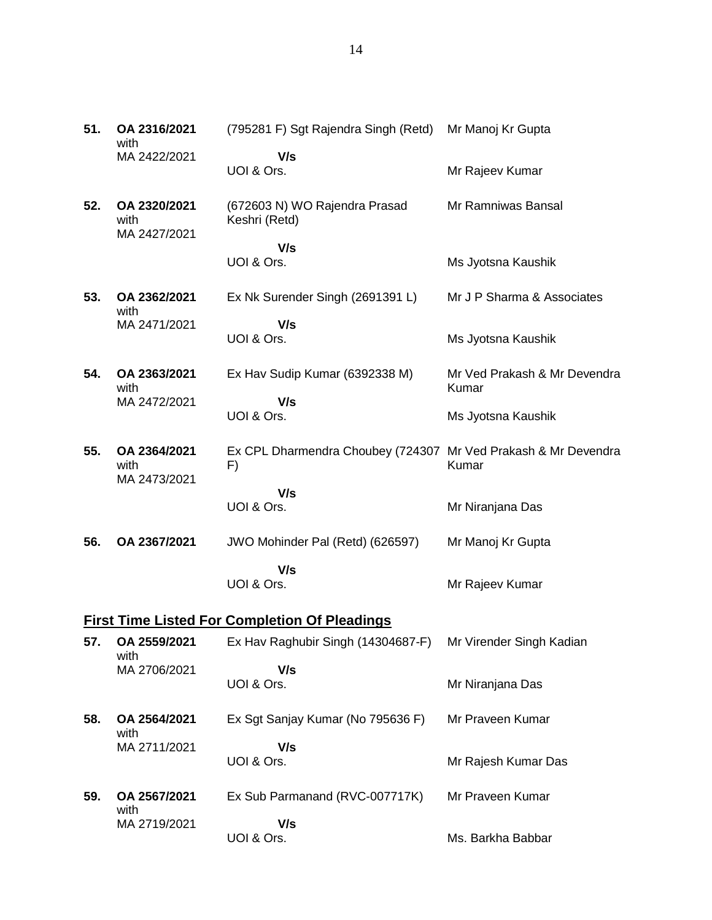| | | | |
|---|---|---|---|
| **51.** | **OA 2316/2021** with MA 2422/2021 | (795281 F) Sgt Rajendra Singh (Retd) **V/s** UOI & Ors. | Mr Manoj Kr Gupta<br>Mr Rajeev Kumar |
| **52.** | **OA 2320/2021** with MA 2427/2021 | (672603 N) WO Rajendra Prasad Keshri (Retd) **V/s** UOI & Ors. | Mr Ramniwas Bansal<br>Ms Jyotsna Kaushik |
| **53.** | **OA 2362/2021** with MA 2471/2021 | Ex Nk Surender Singh (2691391 L) **V/s** UOI & Ors. | Mr J P Sharma & Associates<br>Ms Jyotsna Kaushik |
| **54.** | **OA 2363/2021** with MA 2472/2021 | Ex Hav Sudip Kumar (6392338 M) **V/s** UOI & Ors. | Mr Ved Prakash & Mr Devendra Kumar<br>Ms Jyotsna Kaushik |
| **55.** | **OA 2364/2021** with MA 2473/2021 | Ex CPL Dharmendra Choubey (724307 F) **V/s** UOI & Ors. | Mr Ved Prakash & Mr Devendra Kumar<br>Mr Niranjana Das |
| **56.** | **OA 2367/2021** | JWO Mohinder Pal (Retd) (626597) **V/s** UOI & Ors. | Mr Manoj Kr Gupta<br>Mr Rajeev Kumar |

## First Time Listed For Completion Of Pleadings

| | | | |
|---|---|---|---|
| **57.** | **OA 2559/2021** with MA 2706/2021 | Ex Hav Raghubir Singh (14304687-F) **V/s** UOI & Ors. | Mr Virender Singh Kadian<br>Mr Niranjana Das |
| **58.** | **OA 2564/2021** with MA 2711/2021 | Ex Sgt Sanjay Kumar (No 795636 F) **V/s** UOI & Ors. | Mr Praveen Kumar<br>Mr Rajesh Kumar Das |
| **59.** | **OA 2567/2021** with MA 2719/2021 | Ex Sub Parmanand (RVC-007717K) **V/s** UOI & Ors. | Mr Praveen Kumar<br>Ms. Barkha Babbar |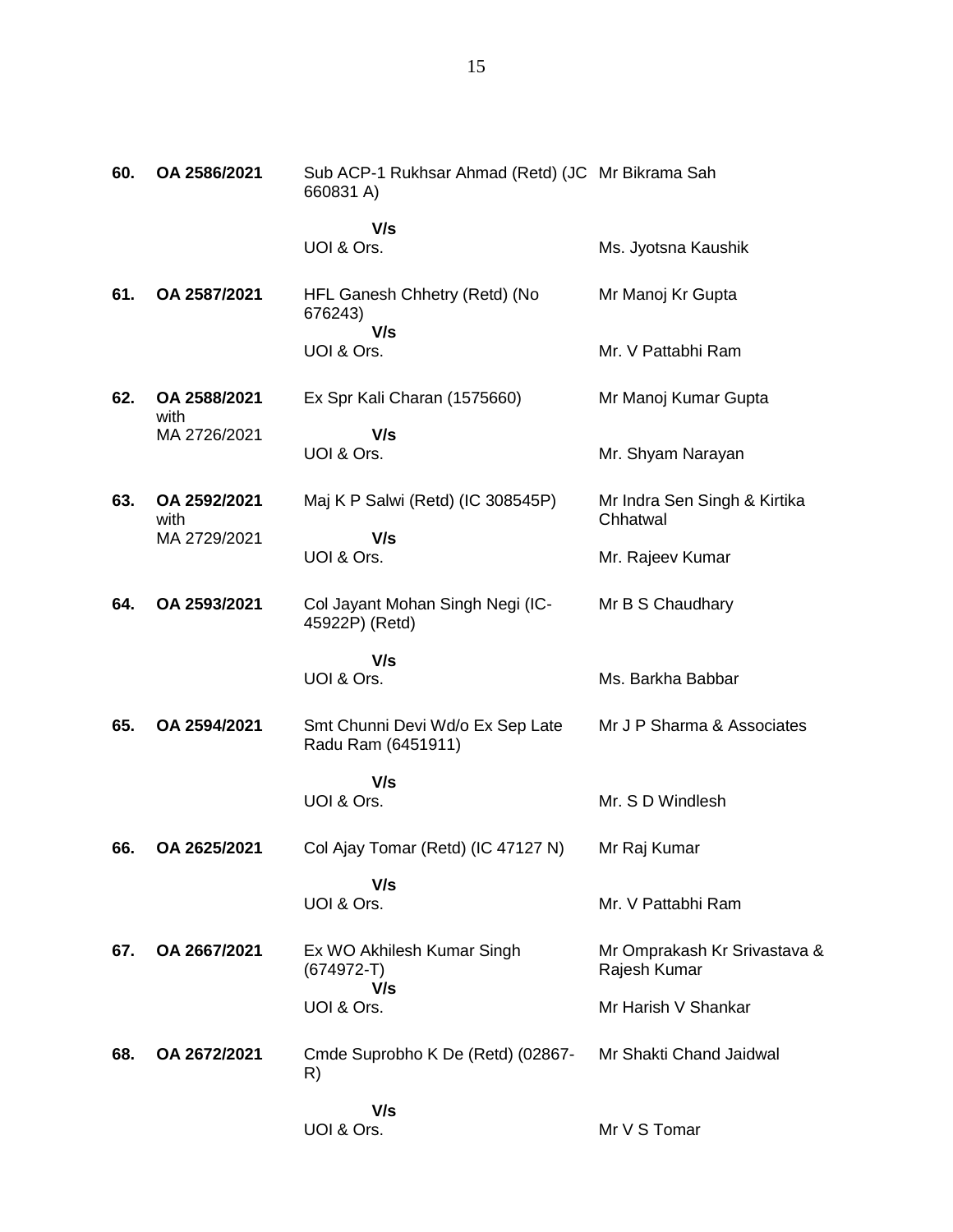| | | | |
|---|---|---|---|
| **60.** | **OA 2586/2021** | Sub ACP-1 Rukhsar Ahmad (Retd) (JC 660831 A)<br>**V/s**<br>UOI & Ors. | Mr Bikrama Sah<br><br>Ms. Jyotsna Kaushik |
| **61.** | **OA 2587/2021** | HFL Ganesh Chhetry (Retd) (No 676243)<br>**V/s**<br>UOI & Ors. | Mr Manoj Kr Gupta<br><br>Mr. V Pattabhi Ram |
| **62.** | **OA 2588/2021** with MA 2726/2021 | Ex Spr Kali Charan (1575660)<br>**V/s**<br>UOI & Ors. | Mr Manoj Kumar Gupta<br><br>Mr. Shyam Narayan |
| **63.** | **OA 2592/2021** with MA 2729/2021 | Maj K P Salwi (Retd) (IC 308545P)<br>**V/s**<br>UOI & Ors. | Mr Indra Sen Singh & Kirtika Chhatwal<br><br>Mr. Rajeev Kumar |
| **64.** | **OA 2593/2021** | Col Jayant Mohan Singh Negi (IC-45922P) (Retd)<br>**V/s**<br>UOI & Ors. | Mr B S Chaudhary<br><br>Ms. Barkha Babbar |
| **65.** | **OA 2594/2021** | Smt Chunni Devi Wd/o Ex Sep Late Radu Ram (6451911)<br>**V/s**<br>UOI & Ors. | Mr J P Sharma & Associates<br><br>Mr. S D Windlesh |
| **66.** | **OA 2625/2021** | Col Ajay Tomar (Retd) (IC 47127 N)<br>**V/s**<br>UOI & Ors. | Mr Raj Kumar<br><br>Mr. V Pattabhi Ram |
| **67.** | **OA 2667/2021** | Ex WO Akhilesh Kumar Singh (674972-T)<br>**V/s**<br>UOI & Ors. | Mr Omprakash Kr Srivastava & Rajesh Kumar<br><br>Mr Harish V Shankar |
| **68.** | **OA 2672/2021** | Cmde Suprobho K De (Retd) (02867-R)<br>**V/s**<br>UOI & Ors. | Mr Shakti Chand Jaidwal<br><br>Mr V S Tomar |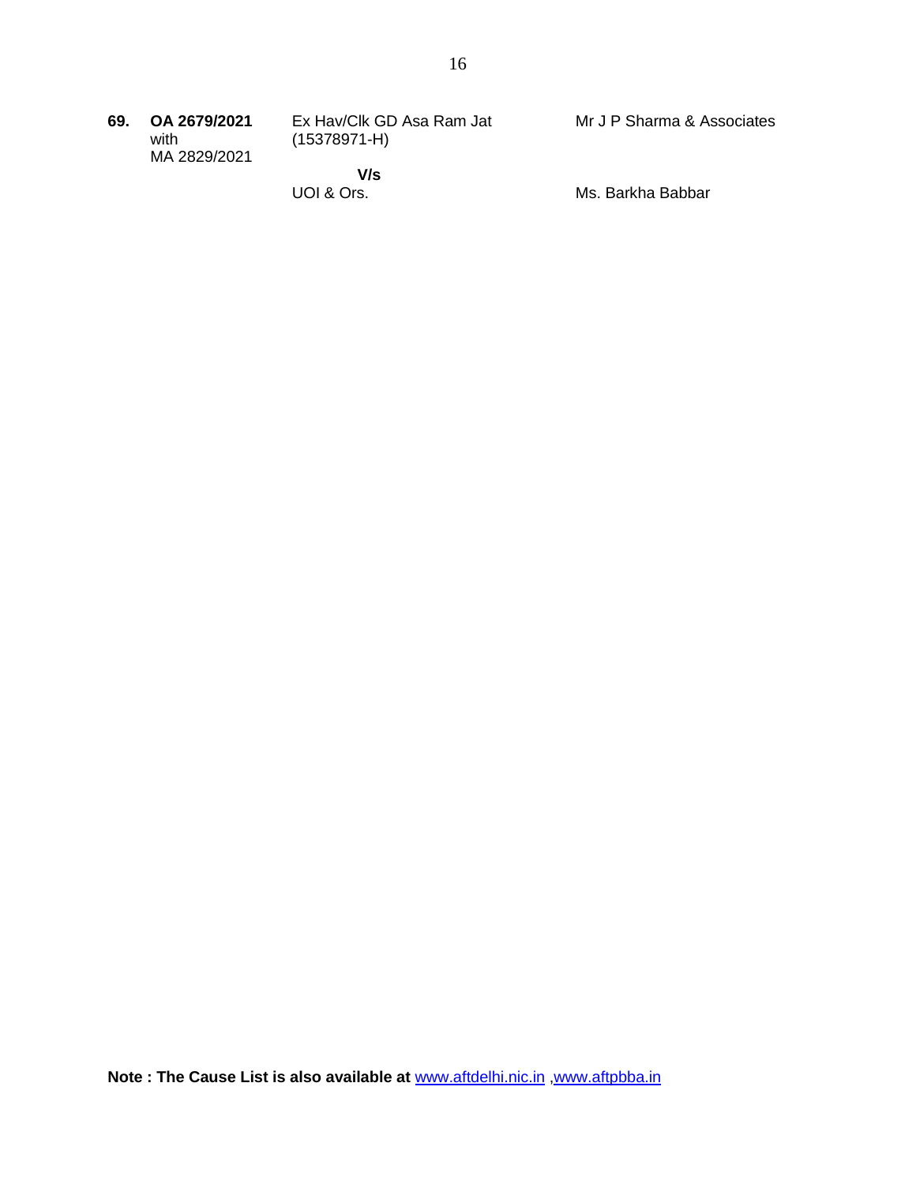| | | | |
|---|---|---|---|
| **69.** | **OA 2679/2021** with MA 2829/2021 | Ex Hav/Clk GD Asa Ram Jat (15378971-H) | Mr J P Sharma & Associates |
| | | **V/s** | |
| | | UOI & Ors. | Ms. Barkha Babbar |

**Note : The Cause List is also available at** www.aftdelhi.nic.in ,www.aftpbba.in